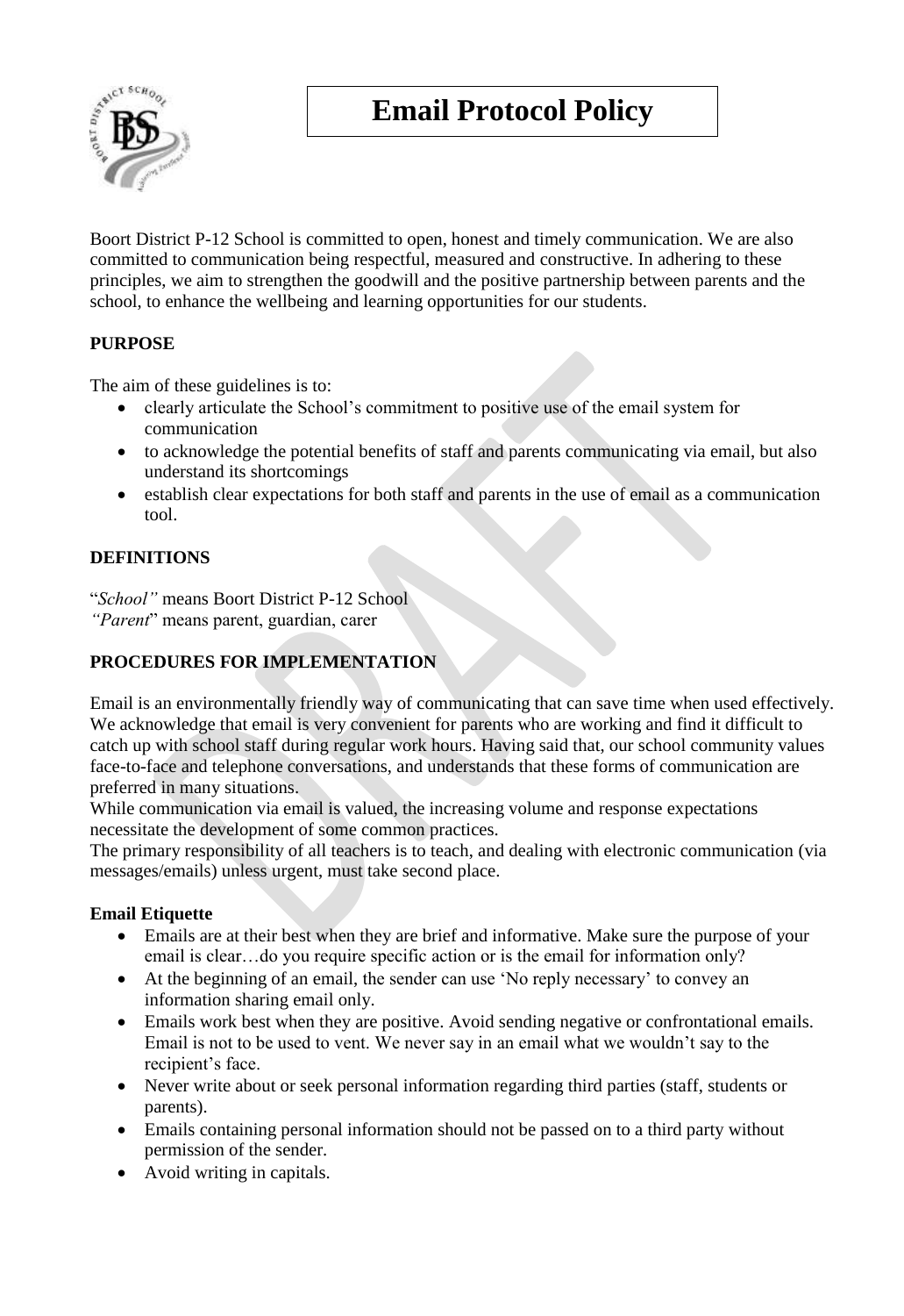# Email Protocol Policy

Boort District P-12 School is committed to open, honest and timely communication. We are also committed to communication being respectful, measured and constructive. In adhering to these principles, we aim to strengthen the goodwill and the positive partnership between parents and the school, to enhance the wellbeing and learning opportunities for our students.

## PURPOSE

The aim of these guidelines is to:

- clearly articulate the School's commitment to positive use of the email system for communication
- to acknowledge the potential benefits of staff and parents communicating via email, but also understand its shortcomings
- establish clear expectations for both staff and parents in the use of email as a communication tool.

## DEFINITIONS

"*School"* means Boort District P-12 School
*"Parent*" means parent, guardian, carer

## PROCEDURES FOR IMPLEMENTATION

Email is an environmentally friendly way of communicating that can save time when used effectively. We acknowledge that email is very convenient for parents who are working and find it difficult to catch up with school staff during regular work hours. Having said that, our school community values face-to-face and telephone conversations, and understands that these forms of communication are preferred in many situations.

While communication via email is valued, the increasing volume and response expectations necessitate the development of some common practices.

The primary responsibility of all teachers is to teach, and dealing with electronic communication (via messages/emails) unless urgent, must take second place.

### Email Etiquette

- Emails are at their best when they are brief and informative. Make sure the purpose of your email is clear…do you require specific action or is the email for information only?
- At the beginning of an email, the sender can use 'No reply necessary' to convey an information sharing email only.
- Emails work best when they are positive. Avoid sending negative or confrontational emails. Email is not to be used to vent. We never say in an email what we wouldn't say to the recipient's face.
- Never write about or seek personal information regarding third parties (staff, students or parents).
- Emails containing personal information should not be passed on to a third party without permission of the sender.
- Avoid writing in capitals.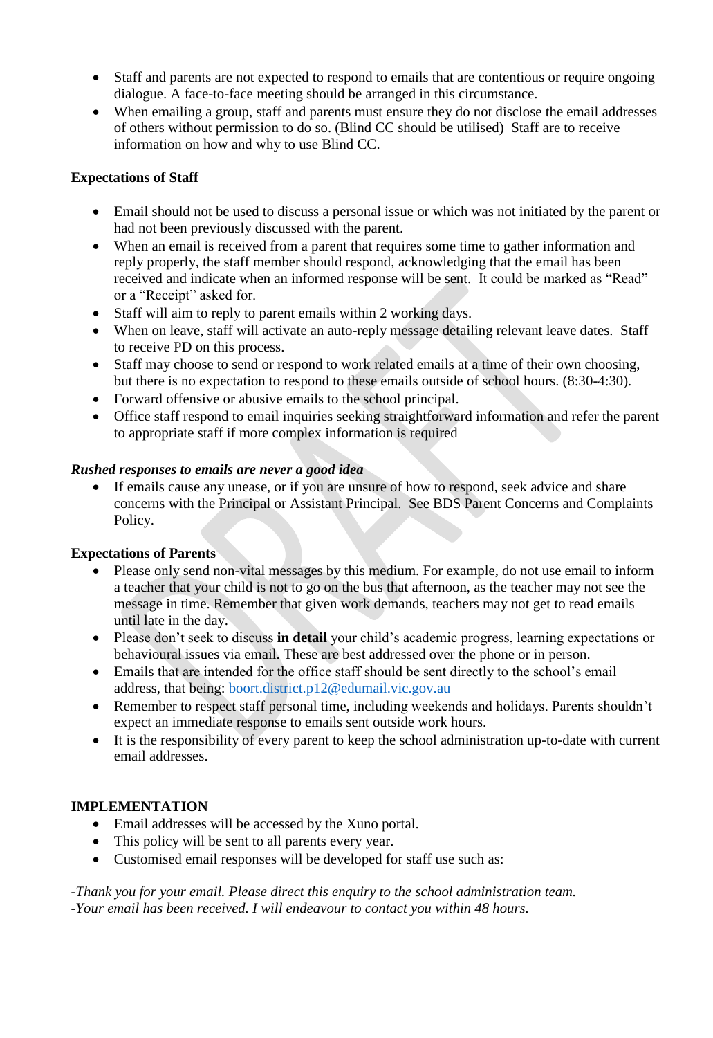- Staff and parents are not expected to respond to emails that are contentious or require ongoing dialogue. A face-to-face meeting should be arranged in this circumstance.
- When emailing a group, staff and parents must ensure they do not disclose the email addresses of others without permission to do so. (Blind CC should be utilised) Staff are to receive information on how and why to use Blind CC.

**Expectations of Staff**

- Email should not be used to discuss a personal issue or which was not initiated by the parent or had not been previously discussed with the parent.
- When an email is received from a parent that requires some time to gather information and reply properly, the staff member should respond, acknowledging that the email has been received and indicate when an informed response will be sent. It could be marked as "Read" or a "Receipt" asked for.
- Staff will aim to reply to parent emails within 2 working days.
- When on leave, staff will activate an auto-reply message detailing relevant leave dates. Staff to receive PD on this process.
- Staff may choose to send or respond to work related emails at a time of their own choosing, but there is no expectation to respond to these emails outside of school hours. (8:30-4:30).
- Forward offensive or abusive emails to the school principal.
- Office staff respond to email inquiries seeking straightforward information and refer the parent to appropriate staff if more complex information is required

***Rushed responses to emails are never a good idea***

- If emails cause any unease, or if you are unsure of how to respond, seek advice and share concerns with the Principal or Assistant Principal. See BDS Parent Concerns and Complaints Policy.

**Expectations of Parents**

- Please only send non-vital messages by this medium. For example, do not use email to inform a teacher that your child is not to go on the bus that afternoon, as the teacher may not see the message in time. Remember that given work demands, teachers may not get to read emails until late in the day.
- Please don't seek to discuss **in detail** your child's academic progress, learning expectations or behavioural issues via email. These are best addressed over the phone or in person.
- Emails that are intended for the office staff should be sent directly to the school's email address, that being: boort.district.p12@edumail.vic.gov.au
- Remember to respect staff personal time, including weekends and holidays. Parents shouldn't expect an immediate response to emails sent outside work hours.
- It is the responsibility of every parent to keep the school administration up-to-date with current email addresses.

**IMPLEMENTATION**

- Email addresses will be accessed by the Xuno portal.
- This policy will be sent to all parents every year.
- Customised email responses will be developed for staff use such as:

*-Thank you for your email. Please direct this enquiry to the school administration team.*
*-Your email has been received. I will endeavour to contact you within 48 hours.*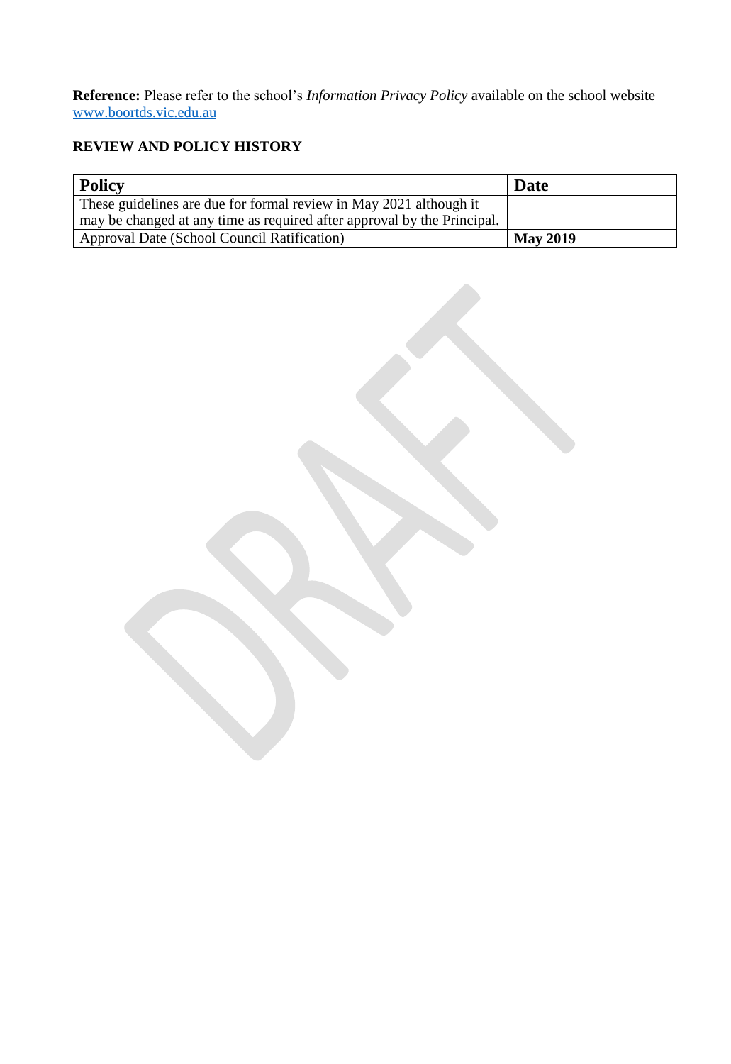**Reference:** Please refer to the school's *Information Privacy Policy* available on the school website [www.boortds.vic.edu.au](www.boortds.vic.edu.au)

**REVIEW AND POLICY HISTORY**

| Policy | Date |
|---|---|
| These guidelines are due for formal review in May 2021 although it may be changed at any time as required after approval by the Principal. | |
| Approval Date (School Council Ratification) | **May 2019** |